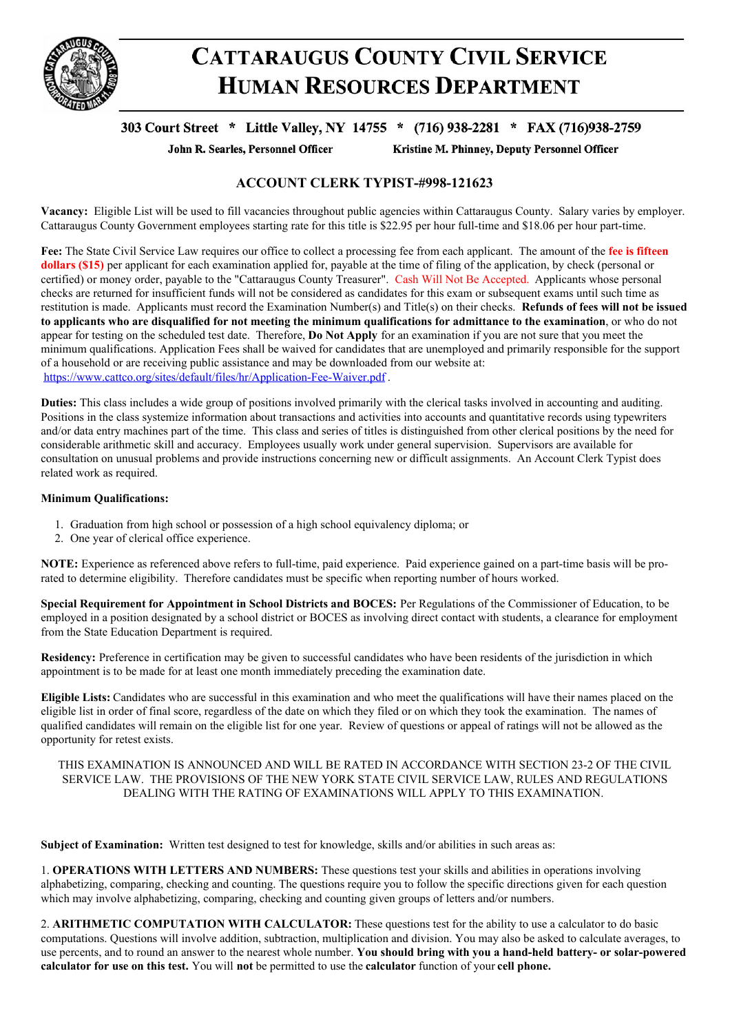# CATTARAUGUS COUNTY CIVIL SERVICE HUMAN RESOURCES DEPARTMENT

**303 Court Street * Little Valley, NY 14755 * (716) 938-2281 * FAX (716)938-2759**

**John R. Searles, Personnel Officer** — **Kristine M. Phinney, Deputy Personnel Officer**

## ACCOUNT CLERK TYPIST-#998-121623

**Vacancy:** Eligible List will be used to fill vacancies throughout public agencies within Cattaraugus County. Salary varies by employer. Cattaraugus County Government employees starting rate for this title is $22.95 per hour full-time and $18.06 per hour part-time.

**Fee:** The State Civil Service Law requires our office to collect a processing fee from each applicant. The amount of the **fee is fifteen dollars ($15)** per applicant for each examination applied for, payable at the time of filing of the application, by check (personal or certified) or money order, payable to the "Cattaraugus County Treasurer". Cash Will Not Be Accepted. Applicants whose personal checks are returned for insufficient funds will not be considered as candidates for this exam or subsequent exams until such time as restitution is made. Applicants must record the Examination Number(s) and Title(s) on their checks. **Refunds of fees will not be issued to applicants who are disqualified for not meeting the minimum qualifications for admittance to the examination**, or who do not appear for testing on the scheduled test date. Therefore, **Do Not Apply** for an examination if you are not sure that you meet the minimum qualifications. Application Fees shall be waived for candidates that are unemployed and primarily responsible for the support of a household or are receiving public assistance and may be downloaded from our website at: https://www.cattco.org/sites/default/files/hr/Application-Fee-Waiver.pdf .

**Duties:** This class includes a wide group of positions involved primarily with the clerical tasks involved in accounting and auditing. Positions in the class systemize information about transactions and activities into accounts and quantitative records using typewriters and/or data entry machines part of the time. This class and series of titles is distinguished from other clerical positions by the need for considerable arithmetic skill and accuracy. Employees usually work under general supervision. Supervisors are available for consultation on unusual problems and provide instructions concerning new or difficult assignments. An Account Clerk Typist does related work as required.

**Minimum Qualifications:**

1. Graduation from high school or possession of a high school equivalency diploma; or
2. One year of clerical office experience.

**NOTE:** Experience as referenced above refers to full-time, paid experience. Paid experience gained on a part-time basis will be pro-rated to determine eligibility. Therefore candidates must be specific when reporting number of hours worked.

**Special Requirement for Appointment in School Districts and BOCES:** Per Regulations of the Commissioner of Education, to be employed in a position designated by a school district or BOCES as involving direct contact with students, a clearance for employment from the State Education Department is required.

**Residency:** Preference in certification may be given to successful candidates who have been residents of the jurisdiction in which appointment is to be made for at least one month immediately preceding the examination date.

**Eligible Lists:** Candidates who are successful in this examination and who meet the qualifications will have their names placed on the eligible list in order of final score, regardless of the date on which they filed or on which they took the examination. The names of qualified candidates will remain on the eligible list for one year. Review of questions or appeal of ratings will not be allowed as the opportunity for retest exists.

THIS EXAMINATION IS ANNOUNCED AND WILL BE RATED IN ACCORDANCE WITH SECTION 23-2 OF THE CIVIL SERVICE LAW. THE PROVISIONS OF THE NEW YORK STATE CIVIL SERVICE LAW, RULES AND REGULATIONS DEALING WITH THE RATING OF EXAMINATIONS WILL APPLY TO THIS EXAMINATION.

**Subject of Examination:** Written test designed to test for knowledge, skills and/or abilities in such areas as:

1. **OPERATIONS WITH LETTERS AND NUMBERS:** These questions test your skills and abilities in operations involving alphabetizing, comparing, checking and counting. The questions require you to follow the specific directions given for each question which may involve alphabetizing, comparing, checking and counting given groups of letters and/or numbers.

2. **ARITHMETIC COMPUTATION WITH CALCULATOR:** These questions test for the ability to use a calculator to do basic computations. Questions will involve addition, subtraction, multiplication and division. You may also be asked to calculate averages, to use percents, and to round an answer to the nearest whole number. **You should bring with you a hand-held battery- or solar-powered calculator for use on this test.** You will **not** be permitted to use the **calculator** function of your **cell phone.**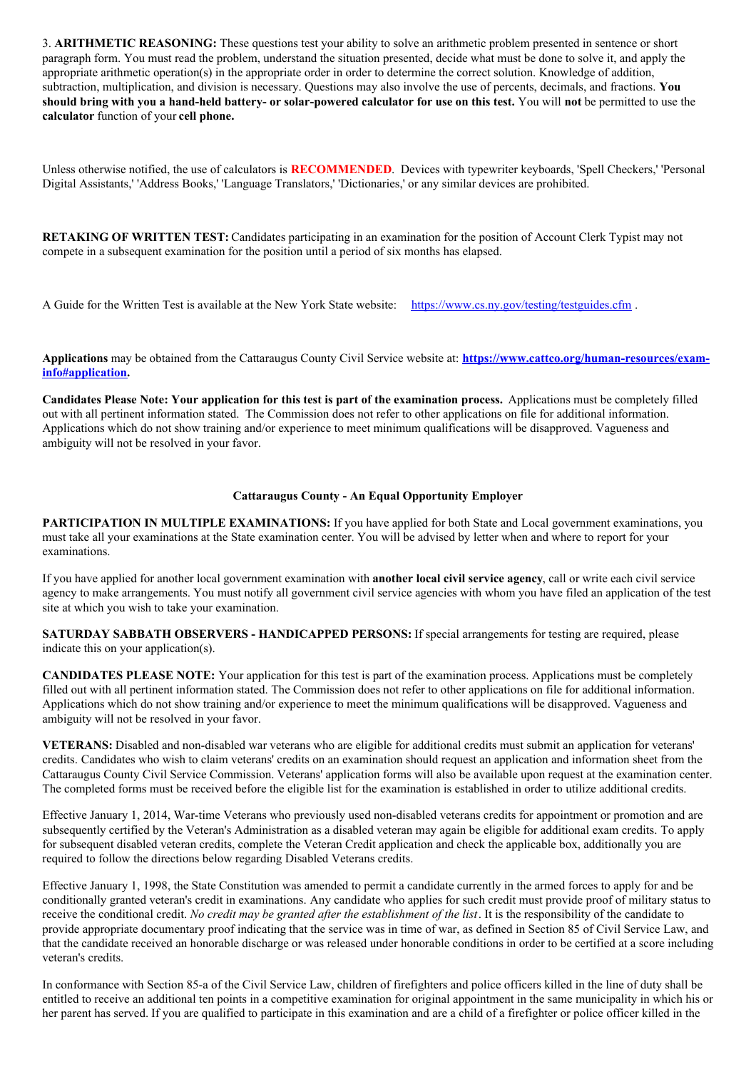3. **ARITHMETIC REASONING:** These questions test your ability to solve an arithmetic problem presented in sentence or short paragraph form. You must read the problem, understand the situation presented, decide what must be done to solve it, and apply the appropriate arithmetic operation(s) in the appropriate order in order to determine the correct solution. Knowledge of addition, subtraction, multiplication, and division is necessary. Questions may also involve the use of percents, decimals, and fractions. **You should bring with you a hand-held battery- or solar-powered calculator for use on this test.** You will **not** be permitted to use the **calculator** function of your **cell phone.**

Unless otherwise notified, the use of calculators is **RECOMMENDED**. Devices with typewriter keyboards, 'Spell Checkers,' 'Personal Digital Assistants,' 'Address Books,' 'Language Translators,' 'Dictionaries,' or any similar devices are prohibited.

**RETAKING OF WRITTEN TEST:** Candidates participating in an examination for the position of Account Clerk Typist may not compete in a subsequent examination for the position until a period of six months has elapsed.

A Guide for the Written Test is available at the New York State website: https://www.cs.ny.gov/testing/testguides.cfm .

**Applications** may be obtained from the Cattaraugus County Civil Service website at: **https://www.cattco.org/human-resources/exam-info#application.**

**Candidates Please Note: Your application for this test is part of the examination process.** Applications must be completely filled out with all pertinent information stated. The Commission does not refer to other applications on file for additional information. Applications which do not show training and/or experience to meet minimum qualifications will be disapproved. Vagueness and ambiguity will not be resolved in your favor.

**Cattaraugus County - An Equal Opportunity Employer**

**PARTICIPATION IN MULTIPLE EXAMINATIONS:** If you have applied for both State and Local government examinations, you must take all your examinations at the State examination center. You will be advised by letter when and where to report for your examinations.

If you have applied for another local government examination with **another local civil service agency**, call or write each civil service agency to make arrangements. You must notify all government civil service agencies with whom you have filed an application of the test site at which you wish to take your examination.

**SATURDAY SABBATH OBSERVERS - HANDICAPPED PERSONS:** If special arrangements for testing are required, please indicate this on your application(s).

**CANDIDATES PLEASE NOTE:** Your application for this test is part of the examination process. Applications must be completely filled out with all pertinent information stated. The Commission does not refer to other applications on file for additional information. Applications which do not show training and/or experience to meet the minimum qualifications will be disapproved. Vagueness and ambiguity will not be resolved in your favor.

**VETERANS:** Disabled and non-disabled war veterans who are eligible for additional credits must submit an application for veterans' credits. Candidates who wish to claim veterans' credits on an examination should request an application and information sheet from the Cattaraugus County Civil Service Commission. Veterans' application forms will also be available upon request at the examination center. The completed forms must be received before the eligible list for the examination is established in order to utilize additional credits.

Effective January 1, 2014, War-time Veterans who previously used non-disabled veterans credits for appointment or promotion and are subsequently certified by the Veteran's Administration as a disabled veteran may again be eligible for additional exam credits. To apply for subsequent disabled veteran credits, complete the Veteran Credit application and check the applicable box, additionally you are required to follow the directions below regarding Disabled Veterans credits.

Effective January 1, 1998, the State Constitution was amended to permit a candidate currently in the armed forces to apply for and be conditionally granted veteran's credit in examinations. Any candidate who applies for such credit must provide proof of military status to receive the conditional credit. *No credit may be granted after the establishment of the list*. It is the responsibility of the candidate to provide appropriate documentary proof indicating that the service was in time of war, as defined in Section 85 of Civil Service Law, and that the candidate received an honorable discharge or was released under honorable conditions in order to be certified at a score including veteran's credits.

In conformance with Section 85-a of the Civil Service Law, children of firefighters and police officers killed in the line of duty shall be entitled to receive an additional ten points in a competitive examination for original appointment in the same municipality in which his or her parent has served. If you are qualified to participate in this examination and are a child of a firefighter or police officer killed in the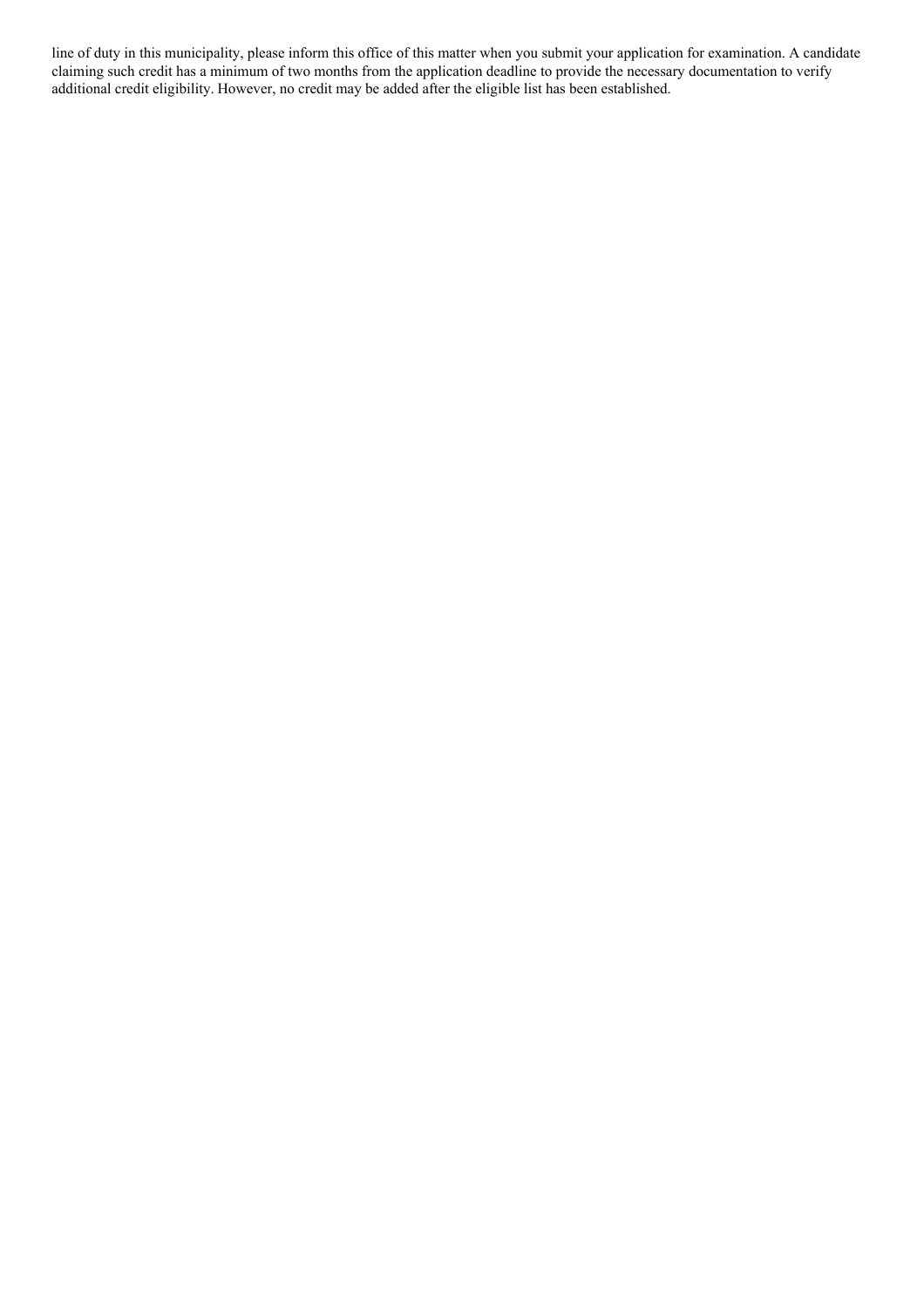line of duty in this municipality, please inform this office of this matter when you submit your application for examination. A candidate claiming such credit has a minimum of two months from the application deadline to provide the necessary documentation to verify additional credit eligibility. However, no credit may be added after the eligible list has been established.